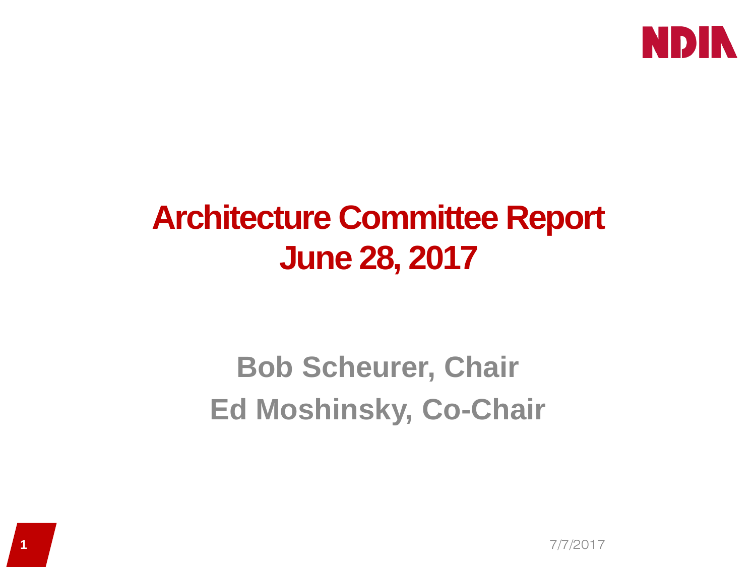# Architecture Committee Report
# June 28, 2017

**Bob Scheurer, Chair**

**Ed Moshinsky, Co-Chair**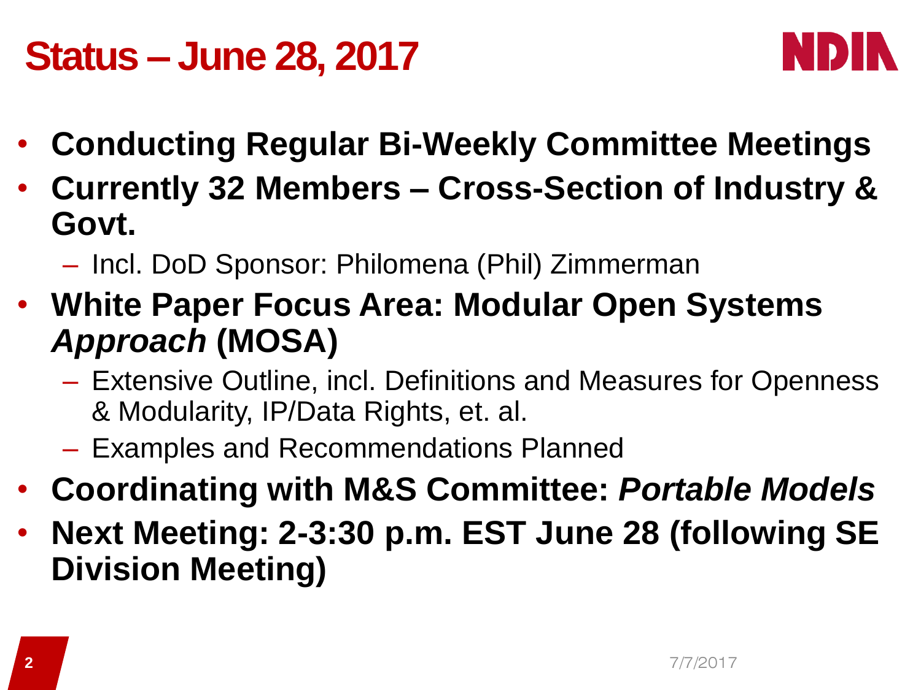# Status – June 28, 2017

- **Conducting Regular Bi-Weekly Committee Meetings**
- **Currently 32 Members – Cross-Section of Industry & Govt.**
  - Incl. DoD Sponsor: Philomena (Phil) Zimmerman
- **White Paper Focus Area: Modular Open Systems *Approach* (MOSA)**
  - Extensive Outline, incl. Definitions and Measures for Openness & Modularity, IP/Data Rights, et. al.
  - Examples and Recommendations Planned
- **Coordinating with M&S Committee: *Portable Models***
- **Next Meeting: 2-3:30 p.m. EST June 28 (following SE Division Meeting)**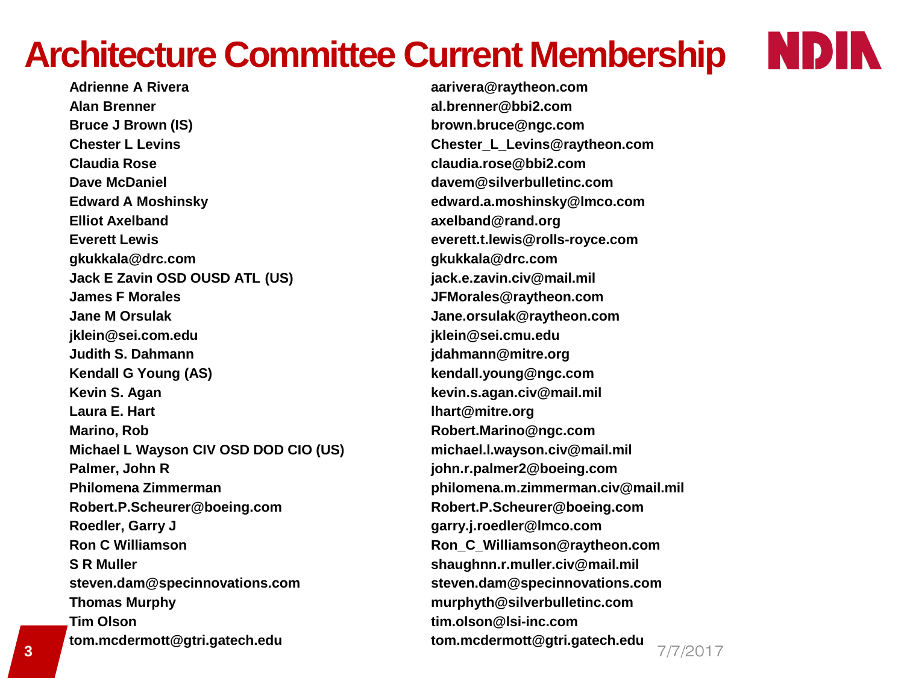# Architecture Committee Current Membership

| | |
|---|---|
| Adrienne A Rivera | aarivera@raytheon.com |
| Alan Brenner | al.brenner@bbi2.com |
| Bruce J Brown (IS) | brown.bruce@ngc.com |
| Chester L Levins | Chester_L_Levins@raytheon.com |
| Claudia Rose | claudia.rose@bbi2.com |
| Dave McDaniel | davem@silverbulletinc.com |
| Edward A Moshinsky | edward.a.moshinsky@lmco.com |
| Elliot Axelband | axelband@rand.org |
| Everett Lewis | everett.t.lewis@rolls-royce.com |
| gkukkala@drc.com | gkukkala@drc.com |
| Jack E Zavin OSD OUSD ATL (US) | jack.e.zavin.civ@mail.mil |
| James F Morales | JFMorales@raytheon.com |
| Jane M Orsulak | Jane.orsulak@raytheon.com |
| jklein@sei.com.edu | jklein@sei.cmu.edu |
| Judith S. Dahmann | jdahmann@mitre.org |
| Kendall G Young (AS) | kendall.young@ngc.com |
| Kevin S. Agan | kevin.s.agan.civ@mail.mil |
| Laura E. Hart | lhart@mitre.org |
| Marino, Rob | Robert.Marino@ngc.com |
| Michael L Wayson CIV OSD DOD CIO (US) | michael.l.wayson.civ@mail.mil |
| Palmer, John R | john.r.palmer2@boeing.com |
| Philomena Zimmerman | philomena.m.zimmerman.civ@mail.mil |
| Robert.P.Scheurer@boeing.com | Robert.P.Scheurer@boeing.com |
| Roedler, Garry J | garry.j.roedler@lmco.com |
| Ron C Williamson | Ron_C_Williamson@raytheon.com |
| S R Muller | shaughnn.r.muller.civ@mail.mil |
| steven.dam@specinnovations.com | steven.dam@specinnovations.com |
| Thomas Murphy | murphyth@silverbulletinc.com |
| Tim Olson | tim.olson@lsi-inc.com |
| tom.mcdermott@gtri.gatech.edu | tom.mcdermott@gtri.gatech.edu |

7/7/2017